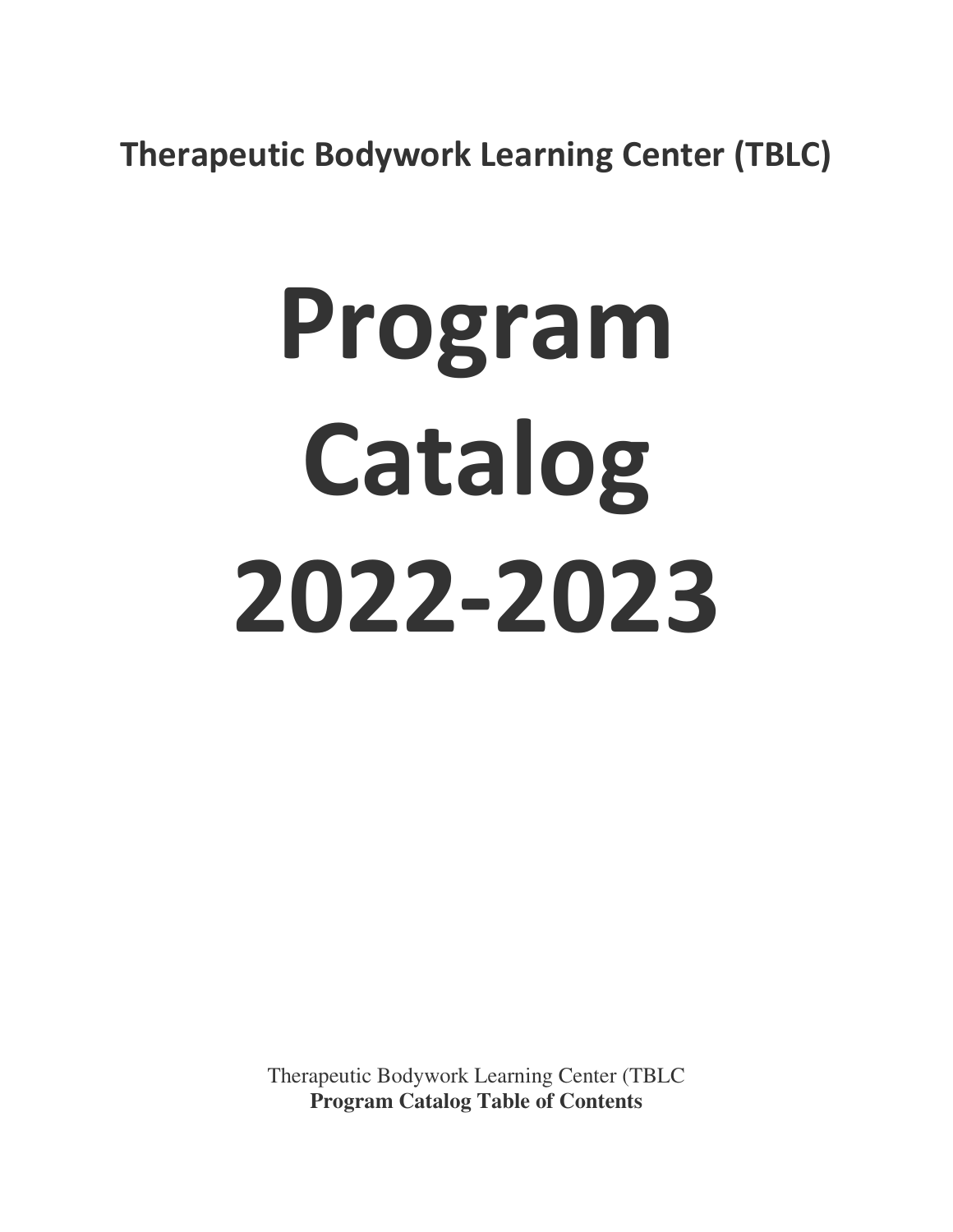**Therapeutic Bodywork Learning Center (TBLC)**

# Program Catalog 2022-2023

Therapeutic Bodywork Learning Center (TBLC

**Program Catalog Table of Contents**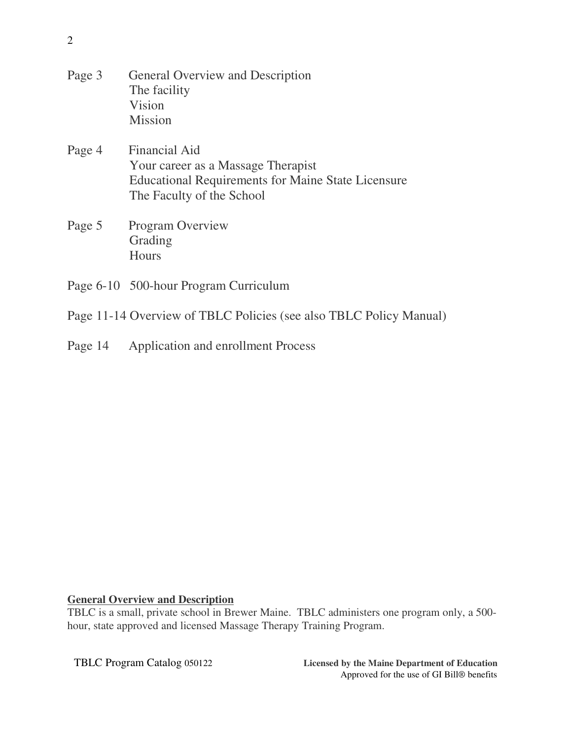Page 3 General Overview and Description
The facility
Vision
Mission

Page 4 Financial Aid
Your career as a Massage Therapist
Educational Requirements for Maine State Licensure
The Faculty of the School

Page 5 Program Overview
Grading
Hours

Page 6-10 500-hour Program Curriculum

Page 11-14 Overview of TBLC Policies (see also TBLC Policy Manual)

Page 14 Application and enrollment Process

**General Overview and Description**

TBLC is a small, private school in Brewer Maine. TBLC administers one program only, a 500-hour, state approved and licensed Massage Therapy Training Program.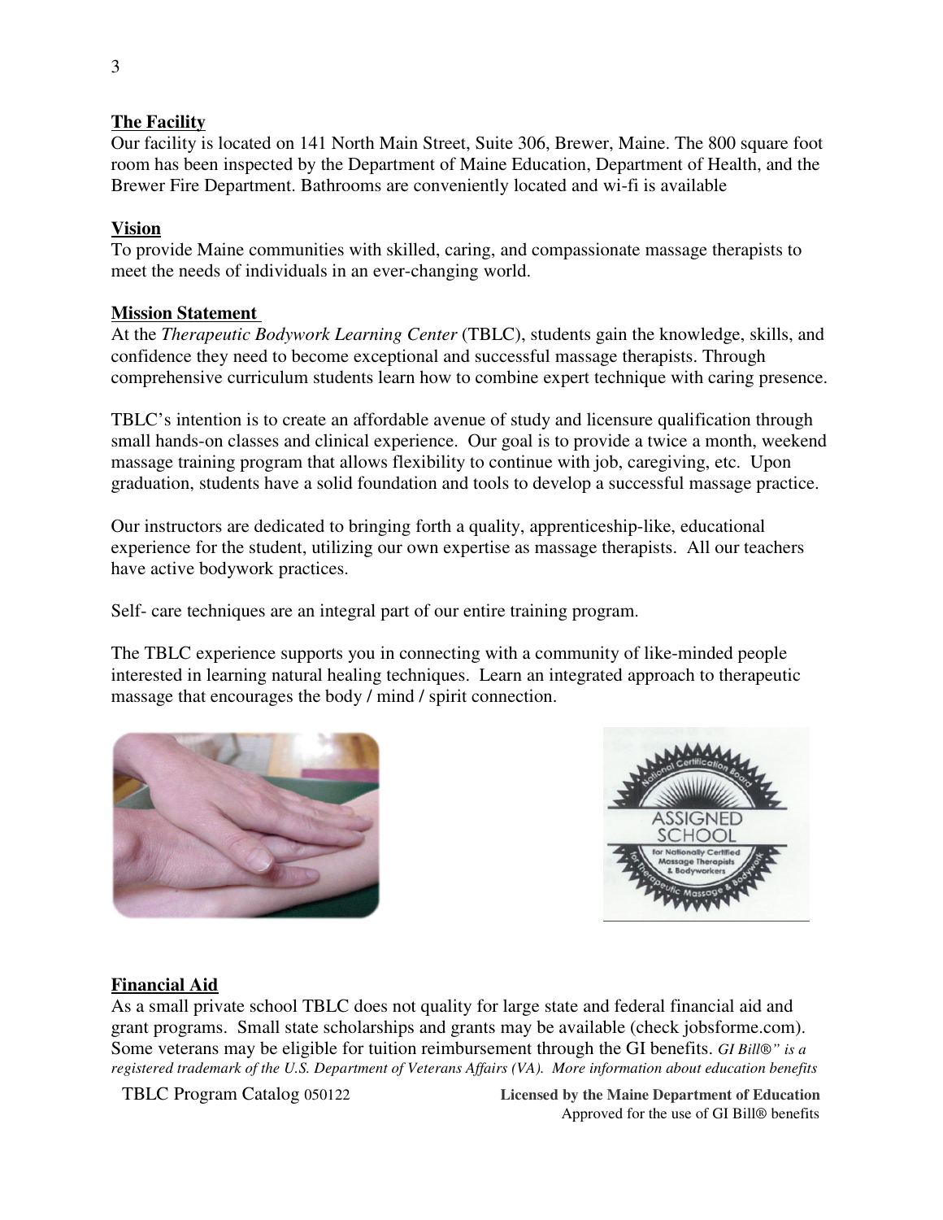## The Facility

Our facility is located on 141 North Main Street, Suite 306, Brewer, Maine. The 800 square foot room has been inspected by the Department of Maine Education, Department of Health, and the Brewer Fire Department. Bathrooms are conveniently located and wi-fi is available

## Vision

To provide Maine communities with skilled, caring, and compassionate massage therapists to meet the needs of individuals in an ever-changing world.

## Mission Statement

At the *Therapeutic Bodywork Learning Center* (TBLC), students gain the knowledge, skills, and confidence they need to become exceptional and successful massage therapists. Through comprehensive curriculum students learn how to combine expert technique with caring presence.

TBLC's intention is to create an affordable avenue of study and licensure qualification through small hands-on classes and clinical experience. Our goal is to provide a twice a month, weekend massage training program that allows flexibility to continue with job, caregiving, etc. Upon graduation, students have a solid foundation and tools to develop a successful massage practice.

Our instructors are dedicated to bringing forth a quality, apprenticeship-like, educational experience for the student, utilizing our own expertise as massage therapists. All our teachers have active bodywork practices.

Self- care techniques are an integral part of our entire training program.

The TBLC experience supports you in connecting with a community of like-minded people interested in learning natural healing techniques. Learn an integrated approach to therapeutic massage that encourages the body / mind / spirit connection.

## Financial Aid

As a small private school TBLC does not quality for large state and federal financial aid and grant programs. Small state scholarships and grants may be available (check jobsforme.com). Some veterans may be eligible for tuition reimbursement through the GI benefits. *GI Bill®" is a registered trademark of the U.S. Department of Veterans Affairs (VA). More information about education benefits*

TBLC Program Catalog 050122 **Licensed by the Maine Department of Education** Approved for the use of GI Bill® benefits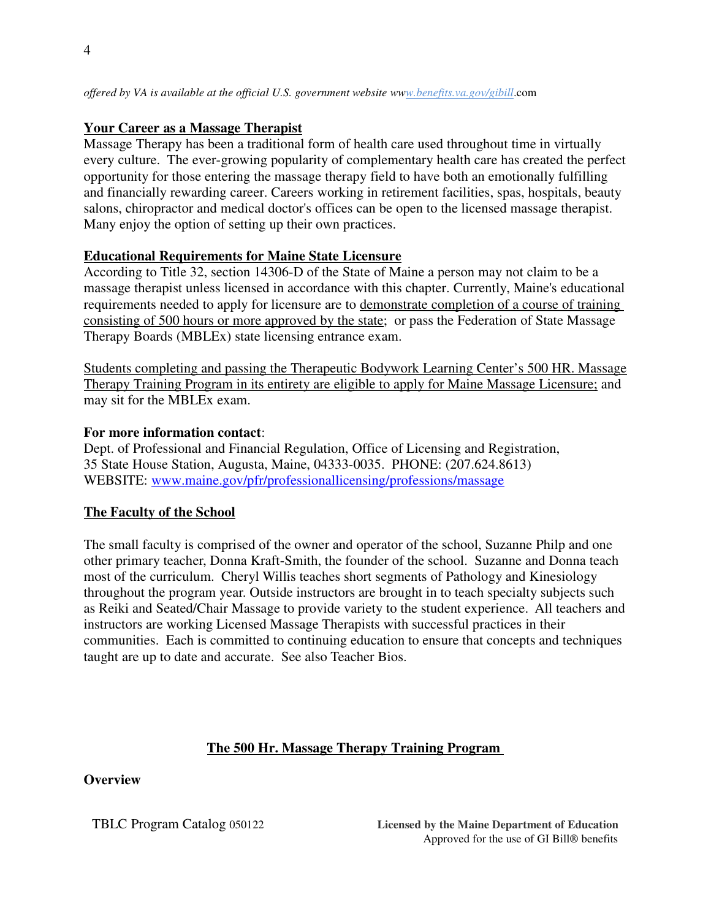*offered by VA is available at the official U.S. government website www.benefits.va.gov/gibill*.com

## Your Career as a Massage Therapist

Massage Therapy has been a traditional form of health care used throughout time in virtually every culture. The ever-growing popularity of complementary health care has created the perfect opportunity for those entering the massage therapy field to have both an emotionally fulfilling and financially rewarding career. Careers working in retirement facilities, spas, hospitals, beauty salons, chiropractor and medical doctor's offices can be open to the licensed massage therapist. Many enjoy the option of setting up their own practices.

## Educational Requirements for Maine State Licensure

According to Title 32, section 14306-D of the State of Maine a person may not claim to be a massage therapist unless licensed in accordance with this chapter. Currently, Maine's educational requirements needed to apply for licensure are to demonstrate completion of a course of training consisting of 500 hours or more approved by the state; or pass the Federation of State Massage Therapy Boards (MBLEx) state licensing entrance exam.

Students completing and passing the Therapeutic Bodywork Learning Center's 500 HR. Massage Therapy Training Program in its entirety are eligible to apply for Maine Massage Licensure; and may sit for the MBLEx exam.

**For more information contact**:
Dept. of Professional and Financial Regulation, Office of Licensing and Registration,
35 State House Station, Augusta, Maine, 04333-0035. PHONE: (207.624.8613)
WEBSITE: www.maine.gov/pfr/professionallicensing/professions/massage

## The Faculty of the School

The small faculty is comprised of the owner and operator of the school, Suzanne Philp and one other primary teacher, Donna Kraft-Smith, the founder of the school. Suzanne and Donna teach most of the curriculum. Cheryl Willis teaches short segments of Pathology and Kinesiology throughout the program year. Outside instructors are brought in to teach specialty subjects such as Reiki and Seated/Chair Massage to provide variety to the student experience. All teachers and instructors are working Licensed Massage Therapists with successful practices in their communities. Each is committed to continuing education to ensure that concepts and techniques taught are up to date and accurate. See also Teacher Bios.

## The 500 Hr. Massage Therapy Training Program

**Overview**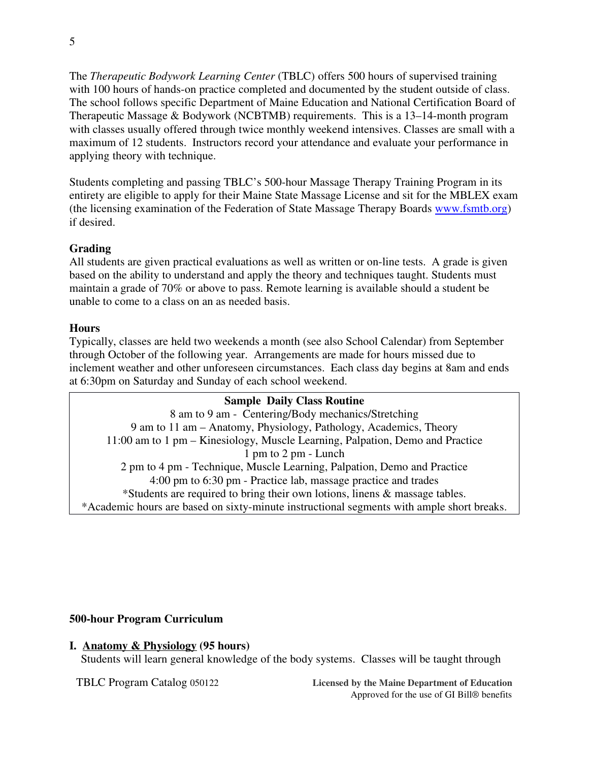The *Therapeutic Bodywork Learning Center* (TBLC) offers 500 hours of supervised training with 100 hours of hands-on practice completed and documented by the student outside of class. The school follows specific Department of Maine Education and National Certification Board of Therapeutic Massage & Bodywork (NCBTMB) requirements. This is a 13–14-month program with classes usually offered through twice monthly weekend intensives. Classes are small with a maximum of 12 students. Instructors record your attendance and evaluate your performance in applying theory with technique.

Students completing and passing TBLC's 500-hour Massage Therapy Training Program in its entirety are eligible to apply for their Maine State Massage License and sit for the MBLEX exam (the licensing examination of the Federation of State Massage Therapy Boards www.fsmtb.org) if desired.

**Grading**

All students are given practical evaluations as well as written or on-line tests. A grade is given based on the ability to understand and apply the theory and techniques taught. Students must maintain a grade of 70% or above to pass. Remote learning is available should a student be unable to come to a class on an as needed basis.

**Hours**

Typically, classes are held two weekends a month (see also School Calendar) from September through October of the following year. Arrangements are made for hours missed due to inclement weather and other unforeseen circumstances. Each class day begins at 8am and ends at 6:30pm on Saturday and Sunday of each school weekend.

| **Sample Daily Class Routine** |
| --- |
| 8 am to 9 am - Centering/Body mechanics/Stretching |
| 9 am to 11 am – Anatomy, Physiology, Pathology, Academics, Theory |
| 11:00 am to 1 pm – Kinesiology, Muscle Learning, Palpation, Demo and Practice |
| 1 pm to 2 pm - Lunch |
| 2 pm to 4 pm - Technique, Muscle Learning, Palpation, Demo and Practice |
| 4:00 pm to 6:30 pm - Practice lab, massage practice and trades |
| *Students are required to bring their own lotions, linens & massage tables. |
| *Academic hours are based on sixty-minute instructional segments with ample short breaks. |

**500-hour Program Curriculum**

**I. Anatomy & Physiology (95 hours)**

Students will learn general knowledge of the body systems. Classes will be taught through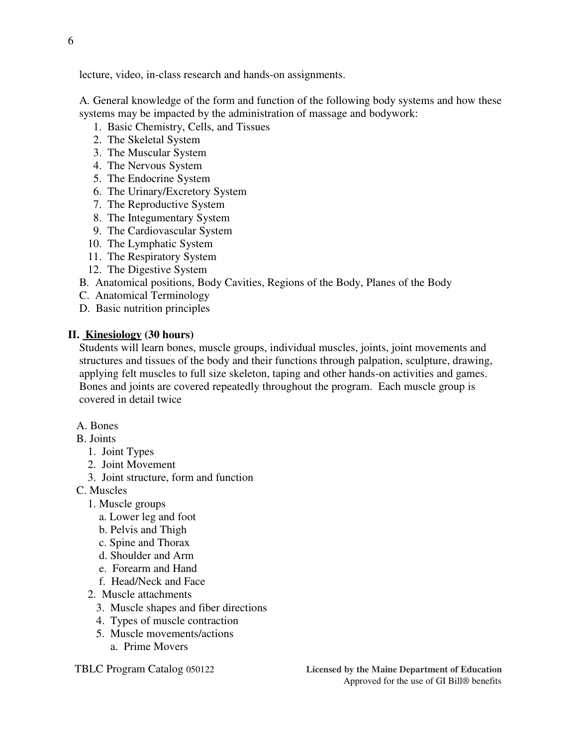lecture, video, in-class research and hands-on assignments.

A. General knowledge of the form and function of the following body systems and how these systems may be impacted by the administration of massage and bodywork:

1. Basic Chemistry, Cells, and Tissues
2. The Skeletal System
3. The Muscular System
4. The Nervous System
5. The Endocrine System
6. The Urinary/Excretory System
7. The Reproductive System
8. The Integumentary System
9. The Cardiovascular System
10. The Lymphatic System
11. The Respiratory System
12. The Digestive System

B. Anatomical positions, Body Cavities, Regions of the Body, Planes of the Body

C. Anatomical Terminology

D. Basic nutrition principles

## II. Kinesiology (30 hours)

Students will learn bones, muscle groups, individual muscles, joints, joint movements and structures and tissues of the body and their functions through palpation, sculpture, drawing, applying felt muscles to full size skeleton, taping and other hands-on activities and games. Bones and joints are covered repeatedly throughout the program. Each muscle group is covered in detail twice

A. Bones

B. Joints

1. Joint Types
2. Joint Movement
3. Joint structure, form and function

C. Muscles

1. Muscle groups
   a. Lower leg and foot
   b. Pelvis and Thigh
   c. Spine and Thorax
   d. Shoulder and Arm
   e. Forearm and Hand
   f. Head/Neck and Face
2. Muscle attachments
3. Muscle shapes and fiber directions
4. Types of muscle contraction
5. Muscle movements/actions
   a. Prime Movers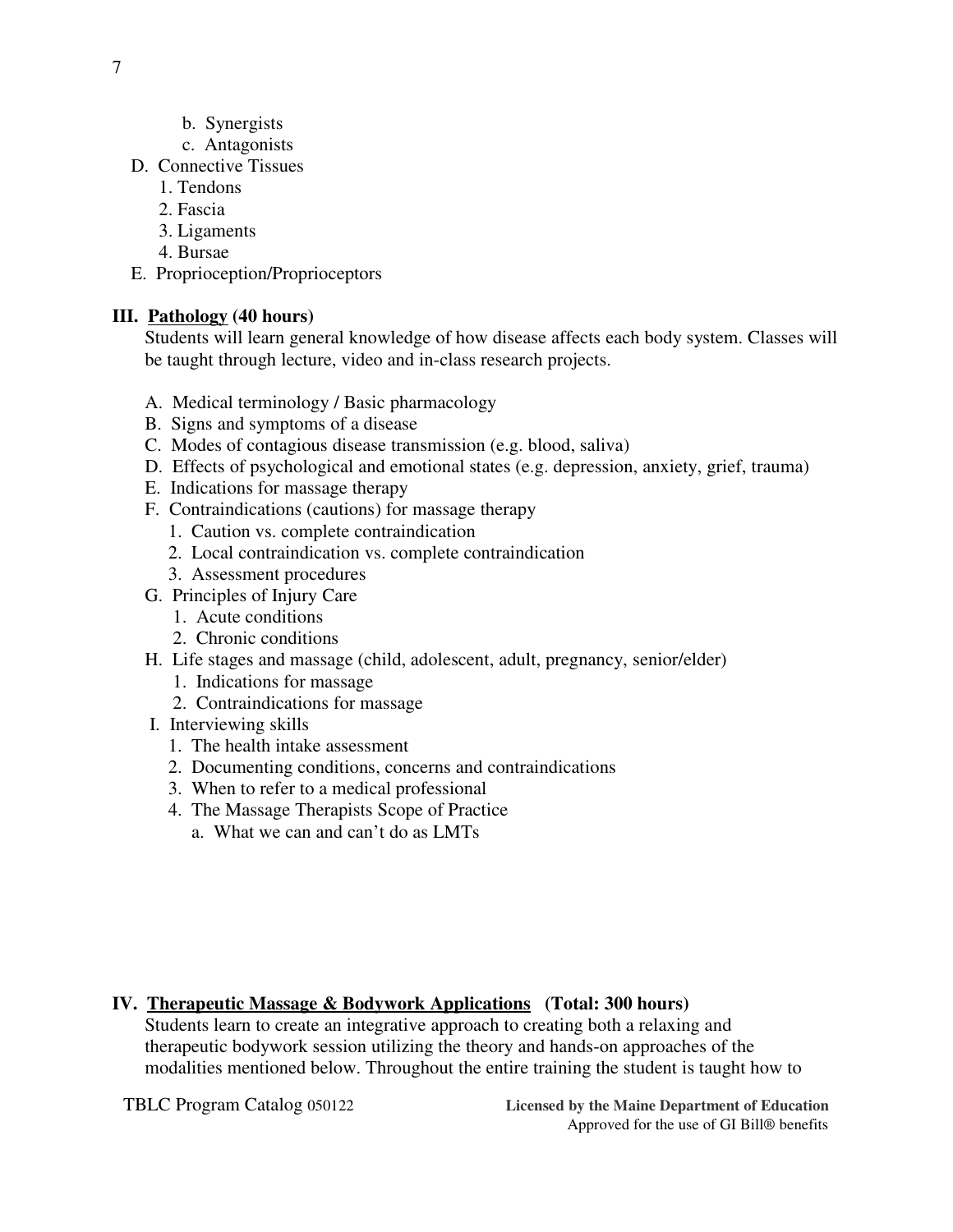b. Synergists
   c. Antagonists

D. Connective Tissues
   1. Tendons
   2. Fascia
   3. Ligaments
   4. Bursae

E. Proprioception/Proprioceptors

## III. Pathology (40 hours)

Students will learn general knowledge of how disease affects each body system. Classes will be taught through lecture, video and in-class research projects.

A. Medical terminology / Basic pharmacology

B. Signs and symptoms of a disease

C. Modes of contagious disease transmission (e.g. blood, saliva)

D. Effects of psychological and emotional states (e.g. depression, anxiety, grief, trauma)

E. Indications for massage therapy

F. Contraindications (cautions) for massage therapy
   1. Caution vs. complete contraindication
   2. Local contraindication vs. complete contraindication
   3. Assessment procedures

G. Principles of Injury Care
   1. Acute conditions
   2. Chronic conditions

H. Life stages and massage (child, adolescent, adult, pregnancy, senior/elder)
   1. Indications for massage
   2. Contraindications for massage

I. Interviewing skills
   1. The health intake assessment
   2. Documenting conditions, concerns and contraindications
   3. When to refer to a medical professional
   4. The Massage Therapists Scope of Practice
      a. What we can and can't do as LMTs

## IV. Therapeutic Massage & Bodywork Applications (Total: 300 hours)

Students learn to create an integrative approach to creating both a relaxing and therapeutic bodywork session utilizing the theory and hands-on approaches of the modalities mentioned below. Throughout the entire training the student is taught how to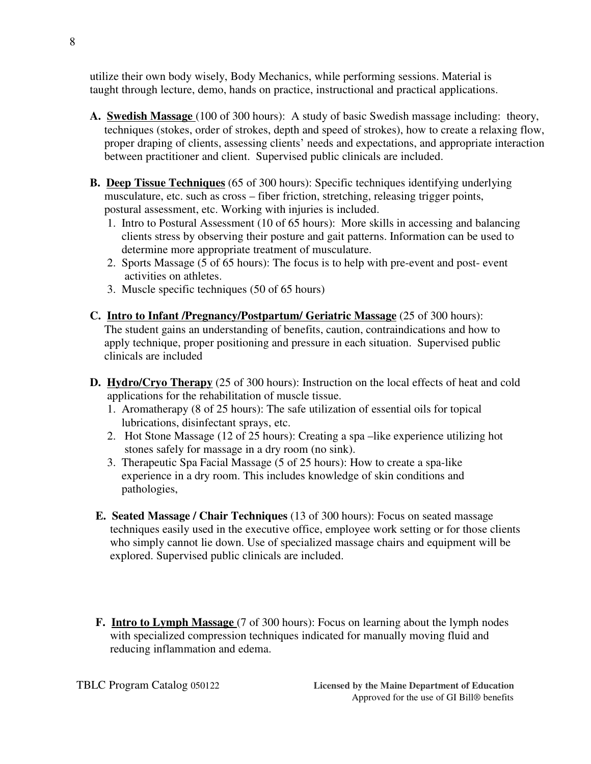utilize their own body wisely, Body Mechanics, while performing sessions. Material is taught through lecture, demo, hands on practice, instructional and practical applications.

**A. <u>Swedish Massage</u>** (100 of 300 hours): A study of basic Swedish massage including: theory, techniques (stokes, order of strokes, depth and speed of strokes), how to create a relaxing flow, proper draping of clients, assessing clients' needs and expectations, and appropriate interaction between practitioner and client. Supervised public clinicals are included.

**B. <u>Deep Tissue Techniques</u>** (65 of 300 hours): Specific techniques identifying underlying musculature, etc. such as cross – fiber friction, stretching, releasing trigger points, postural assessment, etc. Working with injuries is included.

1. Intro to Postural Assessment (10 of 65 hours): More skills in accessing and balancing clients stress by observing their posture and gait patterns. Information can be used to determine more appropriate treatment of musculature.
2. Sports Massage (5 of 65 hours): The focus is to help with pre-event and post- event activities on athletes.
3. Muscle specific techniques (50 of 65 hours)

**C. <u>Intro to Infant /Pregnancy/Postpartum/ Geriatric Massage</u>** (25 of 300 hours): The student gains an understanding of benefits, caution, contraindications and how to apply technique, proper positioning and pressure in each situation. Supervised public clinicals are included

**D. <u>Hydro/Cryo Therapy</u>** (25 of 300 hours): Instruction on the local effects of heat and cold applications for the rehabilitation of muscle tissue.

1. Aromatherapy (8 of 25 hours): The safe utilization of essential oils for topical lubrications, disinfectant sprays, etc.
2. Hot Stone Massage (12 of 25 hours): Creating a spa –like experience utilizing hot stones safely for massage in a dry room (no sink).
3. Therapeutic Spa Facial Massage (5 of 25 hours): How to create a spa-like experience in a dry room. This includes knowledge of skin conditions and pathologies,

**E. Seated Massage / Chair Techniques** (13 of 300 hours): Focus on seated massage techniques easily used in the executive office, employee work setting or for those clients who simply cannot lie down. Use of specialized massage chairs and equipment will be explored. Supervised public clinicals are included.

**F. <u>Intro to Lymph Massage</u>** (7 of 300 hours): Focus on learning about the lymph nodes with specialized compression techniques indicated for manually moving fluid and reducing inflammation and edema.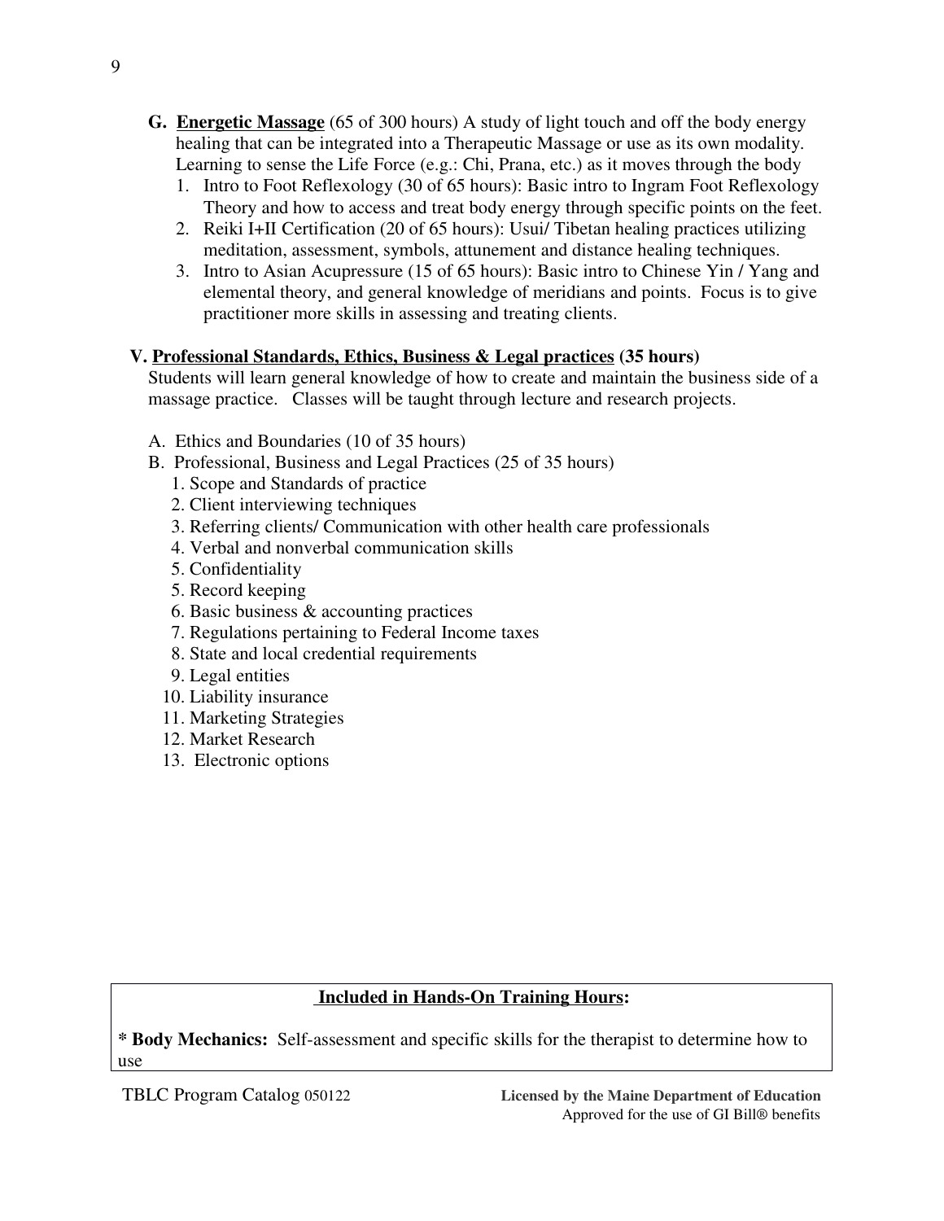**G. <u>Energetic Massage</u>** (65 of 300 hours) A study of light touch and off the body energy healing that can be integrated into a Therapeutic Massage or use as its own modality. Learning to sense the Life Force (e.g.: Chi, Prana, etc.) as it moves through the body

1. Intro to Foot Reflexology (30 of 65 hours): Basic intro to Ingram Foot Reflexology Theory and how to access and treat body energy through specific points on the feet.
2. Reiki I+II Certification (20 of 65 hours): Usui/ Tibetan healing practices utilizing meditation, assessment, symbols, attunement and distance healing techniques.
3. Intro to Asian Acupressure (15 of 65 hours): Basic intro to Chinese Yin / Yang and elemental theory, and general knowledge of meridians and points. Focus is to give practitioner more skills in assessing and treating clients.

**V. <u>Professional Standards, Ethics, Business & Legal practices</u> (35 hours)**

Students will learn general knowledge of how to create and maintain the business side of a massage practice. Classes will be taught through lecture and research projects.

A. Ethics and Boundaries (10 of 35 hours)

B. Professional, Business and Legal Practices (25 of 35 hours)

1. Scope and Standards of practice
2. Client interviewing techniques
3. Referring clients/ Communication with other health care professionals
4. Verbal and nonverbal communication skills
5. Confidentiality
5. Record keeping
6. Basic business & accounting practices
7. Regulations pertaining to Federal Income taxes
8. State and local credential requirements
9. Legal entities
10. Liability insurance
11. Marketing Strategies
12. Market Research
13. Electronic options

**<u>Included in Hands-On Training Hours</u>:**

**\* Body Mechanics:** Self-assessment and specific skills for the therapist to determine how to use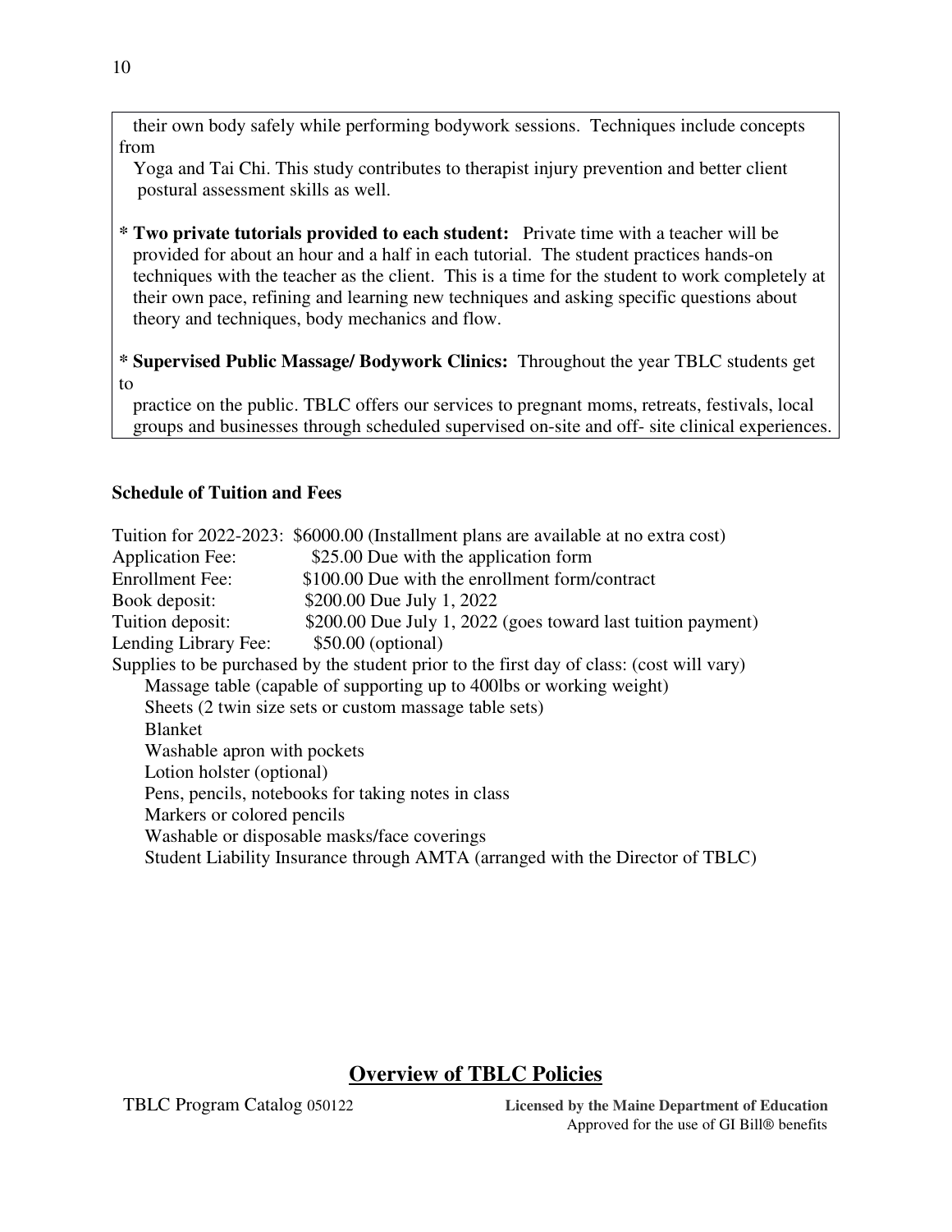their own body safely while performing bodywork sessions. Techniques include concepts from Yoga and Tai Chi. This study contributes to therapist injury prevention and better client postural assessment skills as well.

* **Two private tutorials provided to each student:** Private time with a teacher will be provided for about an hour and a half in each tutorial. The student practices hands-on techniques with the teacher as the client. This is a time for the student to work completely at their own pace, refining and learning new techniques and asking specific questions about theory and techniques, body mechanics and flow.

* **Supervised Public Massage/ Bodywork Clinics:** Throughout the year TBLC students get to practice on the public. TBLC offers our services to pregnant moms, retreats, festivals, local groups and businesses through scheduled supervised on-site and off- site clinical experiences.

**Schedule of Tuition and Fees**

Tuition for 2022-2023: $6000.00 (Installment plans are available at no extra cost)
Application Fee: $25.00 Due with the application form
Enrollment Fee: $100.00 Due with the enrollment form/contract
Book deposit: $200.00 Due July 1, 2022
Tuition deposit: $200.00 Due July 1, 2022 (goes toward last tuition payment)
Lending Library Fee: $50.00 (optional)
Supplies to be purchased by the student prior to the first day of class: (cost will vary)

- Massage table (capable of supporting up to 400lbs or working weight)
- Sheets (2 twin size sets or custom massage table sets)
- Blanket
- Washable apron with pockets
- Lotion holster (optional)
- Pens, pencils, notebooks for taking notes in class
- Markers or colored pencils
- Washable or disposable masks/face coverings
- Student Liability Insurance through AMTA (arranged with the Director of TBLC)

## Overview of TBLC Policies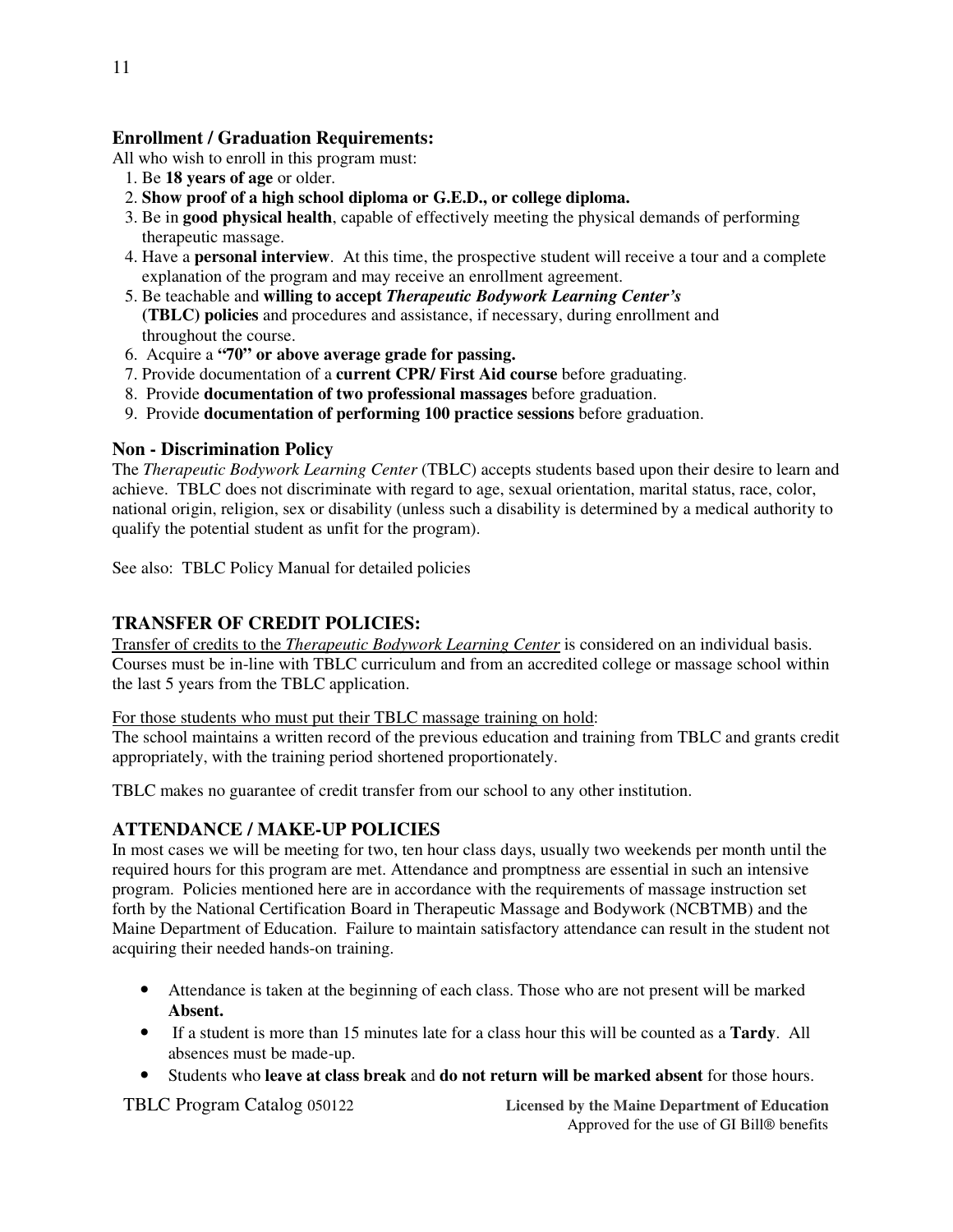### Enrollment / Graduation Requirements:

All who wish to enroll in this program must:

1. Be **18 years of age** or older.
2. **Show proof of a high school diploma or G.E.D., or college diploma.**
3. Be in **good physical health**, capable of effectively meeting the physical demands of performing therapeutic massage.
4. Have a **personal interview**. At this time, the prospective student will receive a tour and a complete explanation of the program and may receive an enrollment agreement.
5. Be teachable and **willing to accept *Therapeutic Bodywork Learning Center's* (TBLC) policies** and procedures and assistance, if necessary, during enrollment and throughout the course.
6. Acquire a **"70" or above average grade for passing.**
7. Provide documentation of a **current CPR/ First Aid course** before graduating.
8. Provide **documentation of two professional massages** before graduation.
9. Provide **documentation of performing 100 practice sessions** before graduation.

### Non - Discrimination Policy

The *Therapeutic Bodywork Learning Center* (TBLC) accepts students based upon their desire to learn and achieve. TBLC does not discriminate with regard to age, sexual orientation, marital status, race, color, national origin, religion, sex or disability (unless such a disability is determined by a medical authority to qualify the potential student as unfit for the program).

See also: TBLC Policy Manual for detailed policies

## TRANSFER OF CREDIT POLICIES:

Transfer of credits to the *Therapeutic Bodywork Learning Center* is considered on an individual basis. Courses must be in-line with TBLC curriculum and from an accredited college or massage school within the last 5 years from the TBLC application.

For those students who must put their TBLC massage training on hold:
The school maintains a written record of the previous education and training from TBLC and grants credit appropriately, with the training period shortened proportionately.

TBLC makes no guarantee of credit transfer from our school to any other institution.

## ATTENDANCE / MAKE-UP POLICIES

In most cases we will be meeting for two, ten hour class days, usually two weekends per month until the required hours for this program are met. Attendance and promptness are essential in such an intensive program. Policies mentioned here are in accordance with the requirements of massage instruction set forth by the National Certification Board in Therapeutic Massage and Bodywork (NCBTMB) and the Maine Department of Education. Failure to maintain satisfactory attendance can result in the student not acquiring their needed hands-on training.

- Attendance is taken at the beginning of each class. Those who are not present will be marked **Absent.**
- If a student is more than 15 minutes late for a class hour this will be counted as a **Tardy**. All absences must be made-up.
- Students who **leave at class break** and **do not return will be marked absent** for those hours.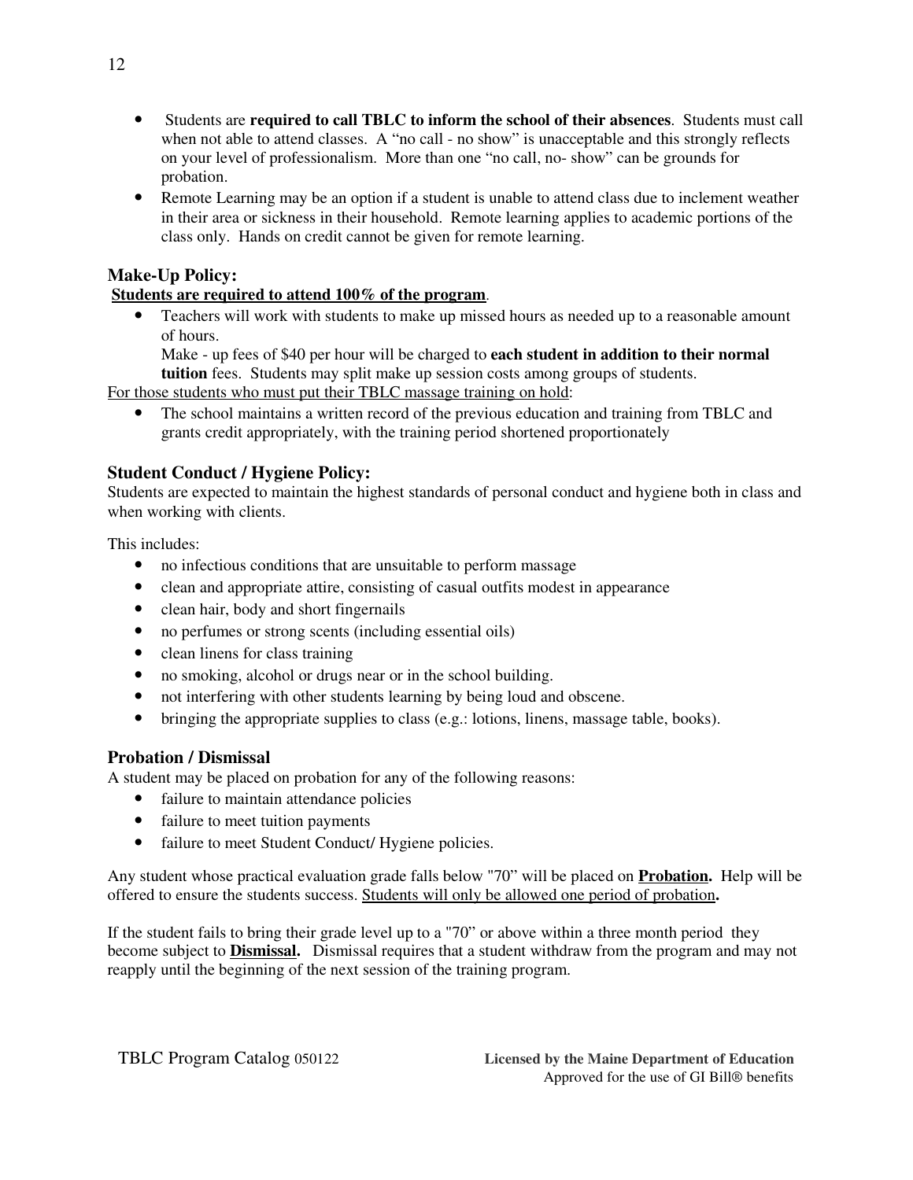- Students are **required to call TBLC to inform the school of their absences**. Students must call when not able to attend classes. A "no call - no show" is unacceptable and this strongly reflects on your level of professionalism. More than one "no call, no- show" can be grounds for probation.
- Remote Learning may be an option if a student is unable to attend class due to inclement weather in their area or sickness in their household. Remote learning applies to academic portions of the class only. Hands on credit cannot be given for remote learning.

### Make-Up Policy:

**<u>Students are required to attend 100% of the program</u>**.

- Teachers will work with students to make up missed hours as needed up to a reasonable amount of hours.
  Make - up fees of $40 per hour will be charged to **each student in addition to their normal tuition** fees. Students may split make up session costs among groups of students.

<u>For those students who must put their TBLC massage training on hold</u>:

- The school maintains a written record of the previous education and training from TBLC and grants credit appropriately, with the training period shortened proportionately

### Student Conduct / Hygiene Policy:

Students are expected to maintain the highest standards of personal conduct and hygiene both in class and when working with clients.

This includes:

- no infectious conditions that are unsuitable to perform massage
- clean and appropriate attire, consisting of casual outfits modest in appearance
- clean hair, body and short fingernails
- no perfumes or strong scents (including essential oils)
- clean linens for class training
- no smoking, alcohol or drugs near or in the school building.
- not interfering with other students learning by being loud and obscene.
- bringing the appropriate supplies to class (e.g.: lotions, linens, massage table, books).

### Probation / Dismissal

A student may be placed on probation for any of the following reasons:

- failure to maintain attendance policies
- failure to meet tuition payments
- failure to meet Student Conduct/ Hygiene policies.

Any student whose practical evaluation grade falls below "70" will be placed on **<u>Probation</u>.** Help will be offered to ensure the students success. <u>Students will only be allowed one period of probation</u>**.**

If the student fails to bring their grade level up to a "70" or above within a three month period they become subject to **<u>Dismissal</u>.** Dismissal requires that a student withdraw from the program and may not reapply until the beginning of the next session of the training program.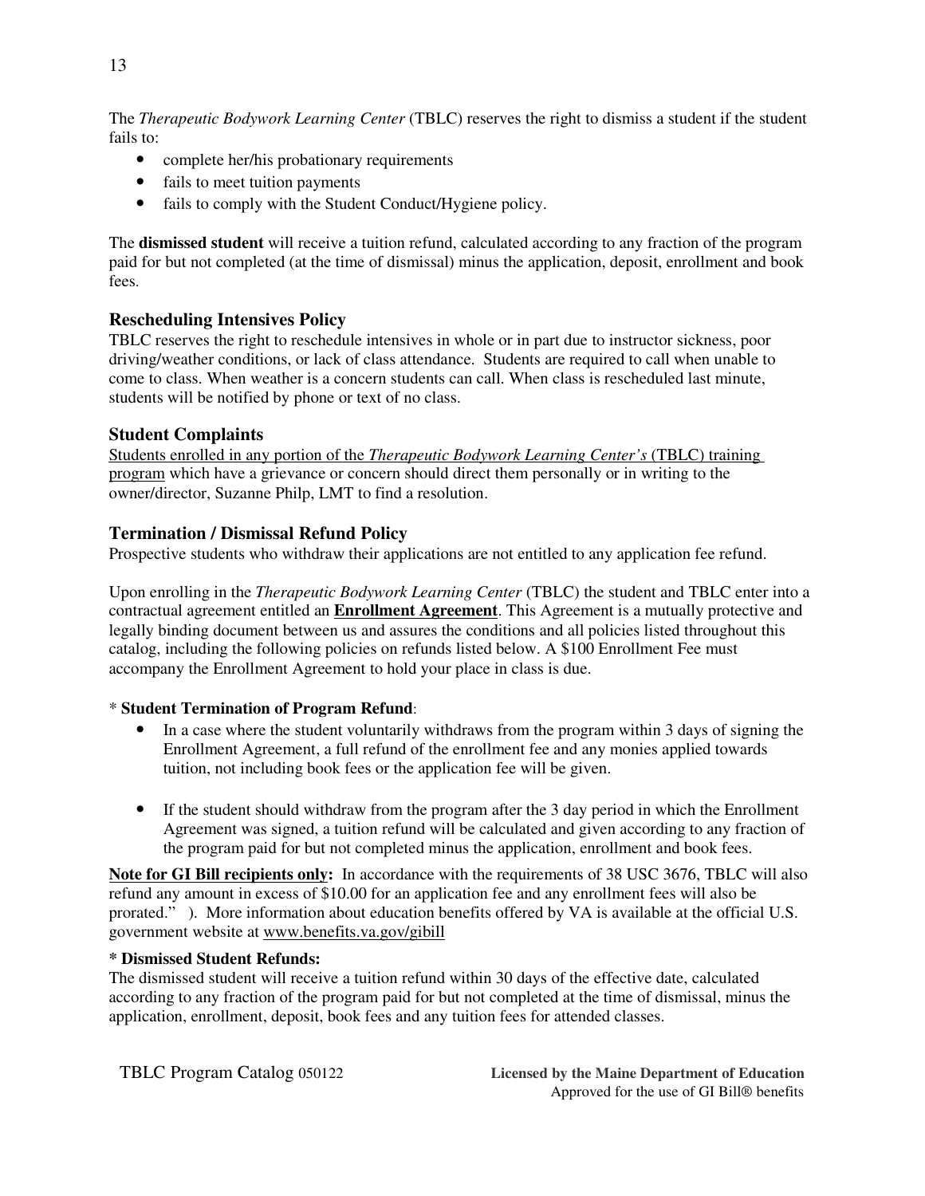The *Therapeutic Bodywork Learning Center* (TBLC) reserves the right to dismiss a student if the student fails to:

- complete her/his probationary requirements
- fails to meet tuition payments
- fails to comply with the Student Conduct/Hygiene policy.

The **dismissed student** will receive a tuition refund, calculated according to any fraction of the program paid for but not completed (at the time of dismissal) minus the application, deposit, enrollment and book fees.

### Rescheduling Intensives Policy

TBLC reserves the right to reschedule intensives in whole or in part due to instructor sickness, poor driving/weather conditions, or lack of class attendance. Students are required to call when unable to come to class. When weather is a concern students can call. When class is rescheduled last minute, students will be notified by phone or text of no class.

### Student Complaints

Students enrolled in any portion of the *Therapeutic Bodywork Learning Center's* (TBLC) training program which have a grievance or concern should direct them personally or in writing to the owner/director, Suzanne Philp, LMT to find a resolution.

### Termination / Dismissal Refund Policy

Prospective students who withdraw their applications are not entitled to any application fee refund.

Upon enrolling in the *Therapeutic Bodywork Learning Center* (TBLC) the student and TBLC enter into a contractual agreement entitled an **Enrollment Agreement**. This Agreement is a mutually protective and legally binding document between us and assures the conditions and all policies listed throughout this catalog, including the following policies on refunds listed below. A $100 Enrollment Fee must accompany the Enrollment Agreement to hold your place in class is due.

\* **Student Termination of Program Refund**:

- In a case where the student voluntarily withdraws from the program within 3 days of signing the Enrollment Agreement, a full refund of the enrollment fee and any monies applied towards tuition, not including book fees or the application fee will be given.

- If the student should withdraw from the program after the 3 day period in which the Enrollment Agreement was signed, a tuition refund will be calculated and given according to any fraction of the program paid for but not completed minus the application, enrollment and book fees.

**Note for GI Bill recipients only:** In accordance with the requirements of 38 USC 3676, TBLC will also refund any amount in excess of $10.00 for an application fee and any enrollment fees will also be prorated." ). More information about education benefits offered by VA is available at the official U.S. government website at www.benefits.va.gov/gibill

**\* Dismissed Student Refunds:**

The dismissed student will receive a tuition refund within 30 days of the effective date, calculated according to any fraction of the program paid for but not completed at the time of dismissal, minus the application, enrollment, deposit, book fees and any tuition fees for attended classes.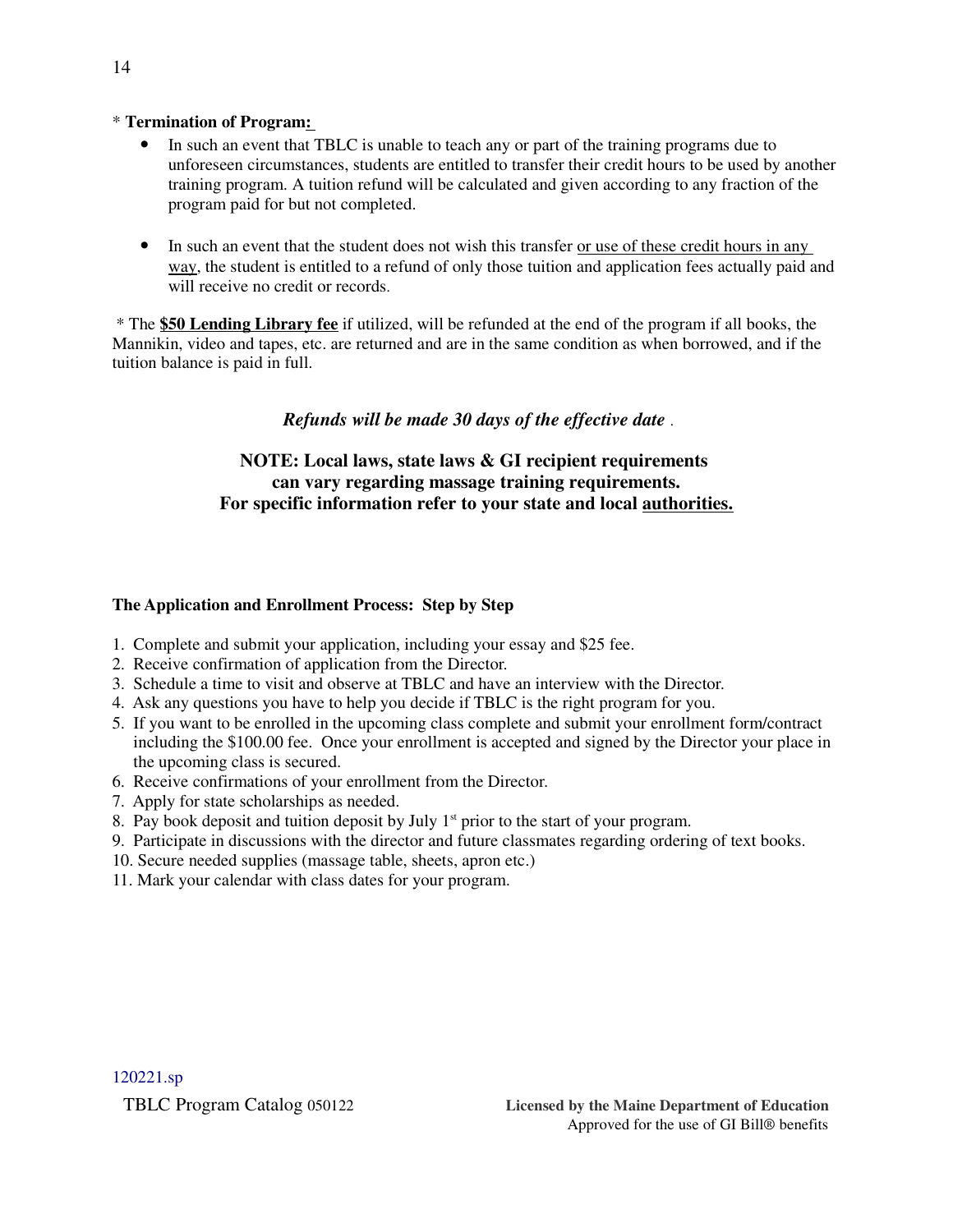* **Termination of Program:**

- In such an event that TBLC is unable to teach any or part of the training programs due to unforeseen circumstances, students are entitled to transfer their credit hours to be used by another training program. A tuition refund will be calculated and given according to any fraction of the program paid for but not completed.

- In such an event that the student does not wish this transfer or use of these credit hours in any way, the student is entitled to a refund of only those tuition and application fees actually paid and will receive no credit or records.

* The **$50 Lending Library fee** if utilized, will be refunded at the end of the program if all books, the Mannikin, video and tapes, etc. are returned and are in the same condition as when borrowed, and if the tuition balance is paid in full.

***Refunds will be made 30 days of the effective date*** .

**NOTE: Local laws, state laws & GI recipient requirements can vary regarding massage training requirements. For specific information refer to your state and local authorities.**

**The Application and Enrollment Process: Step by Step**

1. Complete and submit your application, including your essay and $25 fee.
2. Receive confirmation of application from the Director.
3. Schedule a time to visit and observe at TBLC and have an interview with the Director.
4. Ask any questions you have to help you decide if TBLC is the right program for you.
5. If you want to be enrolled in the upcoming class complete and submit your enrollment form/contract including the $100.00 fee. Once your enrollment is accepted and signed by the Director your place in the upcoming class is secured.
6. Receive confirmations of your enrollment from the Director.
7. Apply for state scholarships as needed.
8. Pay book deposit and tuition deposit by July 1st prior to the start of your program.
9. Participate in discussions with the director and future classmates regarding ordering of text books.
10. Secure needed supplies (massage table, sheets, apron etc.)
11. Mark your calendar with class dates for your program.